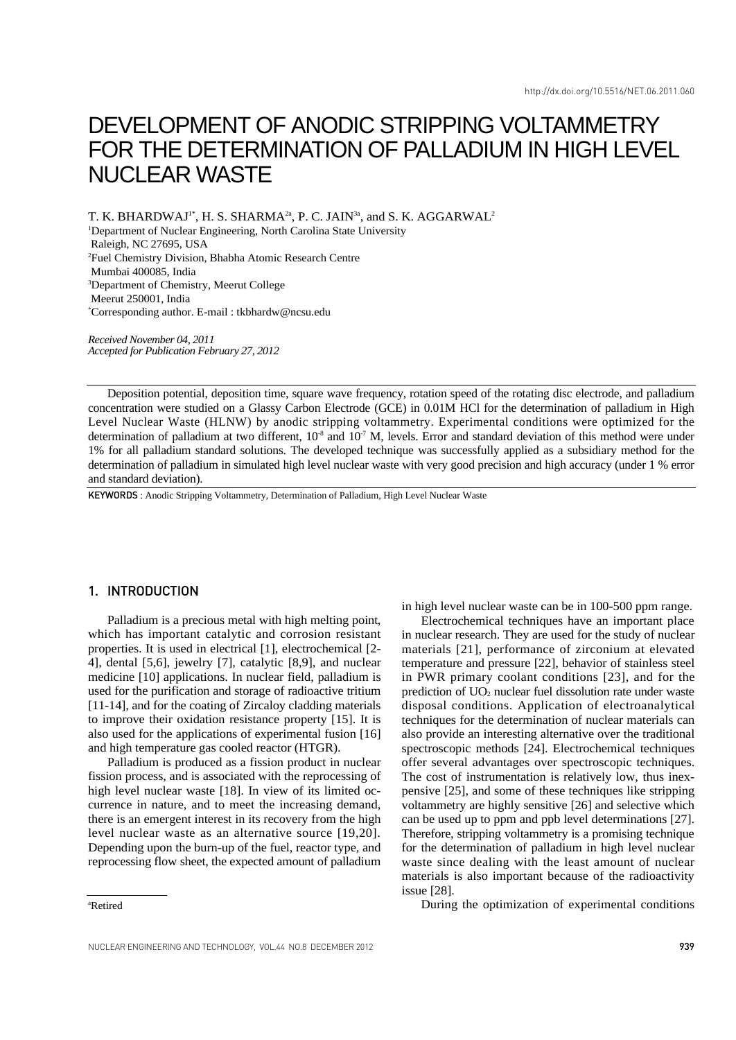http://dx.doi.org/10.5516/NET.06.2011.060

# DEVELOPMENT OF ANODIC STRIPPING VOLTAMMETRY FOR THE DETERMINATION OF PALLADIUM IN HIGH LEVEL NUCLEAR WASTE

T. K. BHARDWAJ[1*], H. S. SHARMA[2a], P. C. JAIN[3a], and S. K. AGGARWAL[2]

[1]Department of Nuclear Engineering, North Carolina State University
Raleigh, NC 27695, USA
[2]Fuel Chemistry Division, Bhabha Atomic Research Centre
Mumbai 400085, India
[3]Department of Chemistry, Meerut College
Meerut 250001, India
[*]Corresponding author. E-mail : tkbhardw@ncsu.edu

*Received November 04, 2011*
*Accepted for Publication February 27, 2012*

Deposition potential, deposition time, square wave frequency, rotation speed of the rotating disc electrode, and palladium concentration were studied on a Glassy Carbon Electrode (GCE) in 0.01M HCl for the determination of palladium in High Level Nuclear Waste (HLNW) by anodic stripping voltammetry. Experimental conditions were optimized for the determination of palladium at two different, $10^{-8}$ and $10^{-7}$ M, levels. Error and standard deviation of this method were under 1% for all palladium standard solutions. The developed technique was successfully applied as a subsidiary method for the determination of palladium in simulated high level nuclear waste with very good precision and high accuracy (under 1 % error and standard deviation).

**KEYWORDS** : Anodic Stripping Voltammetry, Determination of Palladium, High Level Nuclear Waste

## 1. INTRODUCTION

Palladium is a precious metal with high melting point, which has important catalytic and corrosion resistant properties. It is used in electrical [1], electrochemical [2-4], dental [5,6], jewelry [7], catalytic [8,9], and nuclear medicine [10] applications. In nuclear field, palladium is used for the purification and storage of radioactive tritium [11-14], and for the coating of Zircaloy cladding materials to improve their oxidation resistance property [15]. It is also used for the applications of experimental fusion [16] and high temperature gas cooled reactor (HTGR).

Palladium is produced as a fission product in nuclear fission process, and is associated with the reprocessing of high level nuclear waste [18]. In view of its limited occurrence in nature, and to meet the increasing demand, there is an emergent interest in its recovery from the high level nuclear waste as an alternative source [19,20]. Depending upon the burn-up of the fuel, reactor type, and reprocessing flow sheet, the expected amount of palladium in high level nuclear waste can be in 100-500 ppm range.

Electrochemical techniques have an important place in nuclear research. They are used for the study of nuclear materials [21], performance of zirconium at elevated temperature and pressure [22], behavior of stainless steel in PWR primary coolant conditions [23], and for the prediction of $UO_2$ nuclear fuel dissolution rate under waste disposal conditions. Application of electroanalytical techniques for the determination of nuclear materials can also provide an interesting alternative over the traditional spectroscopic methods [24]. Electrochemical techniques offer several advantages over spectroscopic techniques. The cost of instrumentation is relatively low, thus inexpensive [25], and some of these techniques like stripping voltammetry are highly sensitive [26] and selective which can be used up to ppm and ppb level determinations [27]. Therefore, stripping voltammetry is a promising technique for the determination of palladium in high level nuclear waste since dealing with the least amount of nuclear materials is also important because of the radioactivity issue [28].

During the optimization of experimental conditions

[a]Retired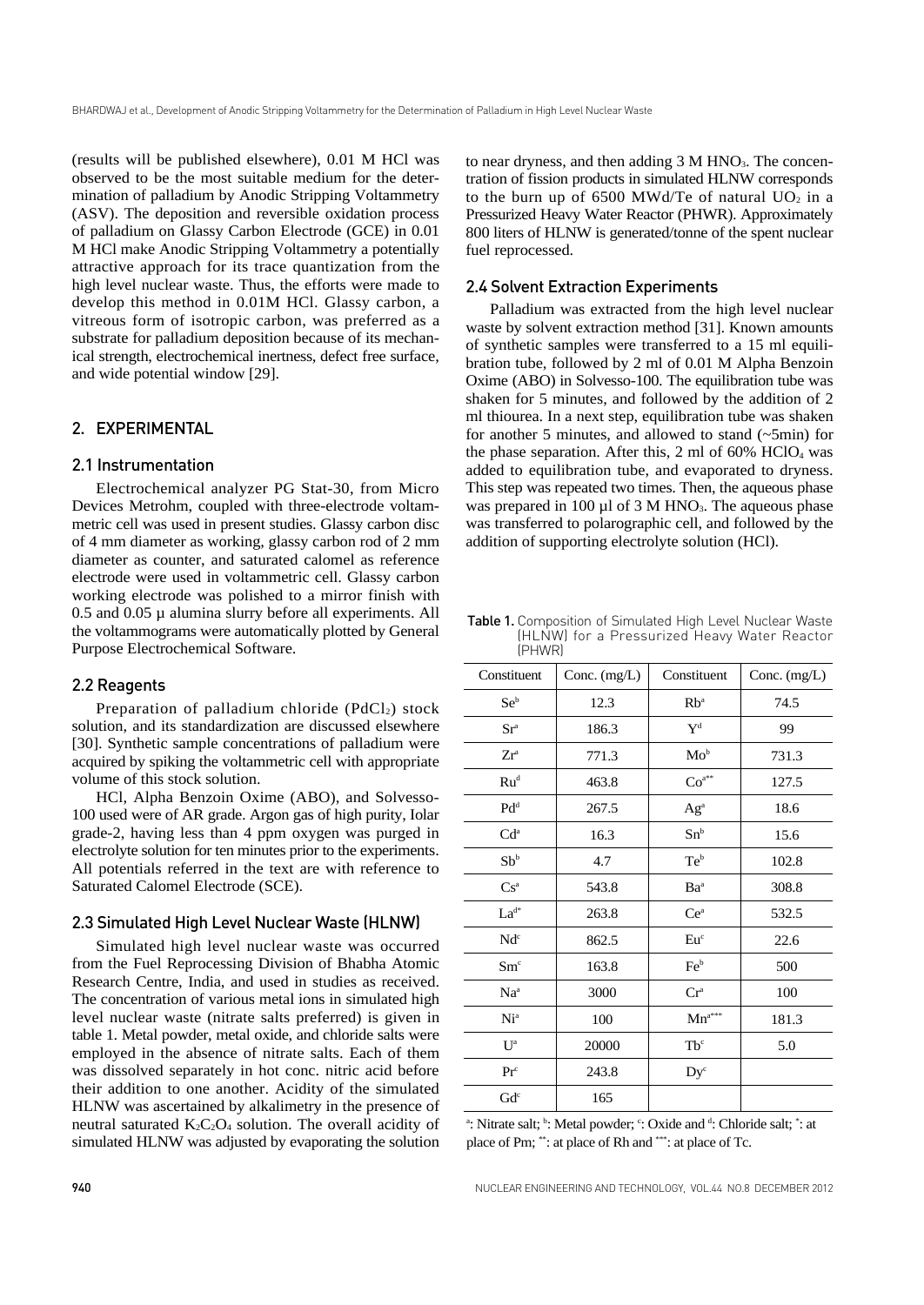(results will be published elsewhere), 0.01 M HCl was observed to be the most suitable medium for the determination of palladium by Anodic Stripping Voltammetry (ASV). The deposition and reversible oxidation process of palladium on Glassy Carbon Electrode (GCE) in 0.01 M HCl make Anodic Stripping Voltammetry a potentially attractive approach for its trace quantization from the high level nuclear waste. Thus, the efforts were made to develop this method in 0.01M HCl. Glassy carbon, a vitreous form of isotropic carbon, was preferred as a substrate for palladium deposition because of its mechanical strength, electrochemical inertness, defect free surface, and wide potential window [29].

## 2. EXPERIMENTAL

### 2.1 Instrumentation

Electrochemical analyzer PG Stat-30, from Micro Devices Metrohm, coupled with three-electrode voltammetric cell was used in present studies. Glassy carbon disc of 4 mm diameter as working, glassy carbon rod of 2 mm diameter as counter, and saturated calomel as reference electrode were used in voltammetric cell. Glassy carbon working electrode was polished to a mirror finish with 0.5 and 0.05 µ alumina slurry before all experiments. All the voltammograms were automatically plotted by General Purpose Electrochemical Software.

### 2.2 Reagents

Preparation of palladium chloride ($PdCl_2$) stock solution, and its standardization are discussed elsewhere [30]. Synthetic sample concentrations of palladium were acquired by spiking the voltammetric cell with appropriate volume of this stock solution.

HCl, Alpha Benzoin Oxime (ABO), and Solvesso-100 used were of AR grade. Argon gas of high purity, Iolar grade-2, having less than 4 ppm oxygen was purged in electrolyte solution for ten minutes prior to the experiments. All potentials referred in the text are with reference to Saturated Calomel Electrode (SCE).

### 2.3 Simulated High Level Nuclear Waste (HLNW)

Simulated high level nuclear waste was occurred from the Fuel Reprocessing Division of Bhabha Atomic Research Centre, India, and used in studies as received. The concentration of various metal ions in simulated high level nuclear waste (nitrate salts preferred) is given in table 1. Metal powder, metal oxide, and chloride salts were employed in the absence of nitrate salts. Each of them was dissolved separately in hot conc. nitric acid before their addition to one another. Acidity of the simulated HLNW was ascertained by alkalimetry in the presence of neutral saturated $K_2C_2O_4$ solution. The overall acidity of simulated HLNW was adjusted by evaporating the solution to near dryness, and then adding 3 M $HNO_3$. The concentration of fission products in simulated HLNW corresponds to the burn up of 6500 MWd/Te of natural $UO_2$ in a Pressurized Heavy Water Reactor (PHWR). Approximately 800 liters of HLNW is generated/tonne of the spent nuclear fuel reprocessed.

### 2.4 Solvent Extraction Experiments

Palladium was extracted from the high level nuclear waste by solvent extraction method [31]. Known amounts of synthetic samples were transferred to a 15 ml equilibration tube, followed by 2 ml of 0.01 M Alpha Benzoin Oxime (ABO) in Solvesso-100. The equilibration tube was shaken for 5 minutes, and followed by the addition of 2 ml thiourea. In a next step, equilibration tube was shaken for another 5 minutes, and allowed to stand (~5min) for the phase separation. After this, 2 ml of 60% $HClO_4$ was added to equilibration tube, and evaporated to dryness. This step was repeated two times. Then, the aqueous phase was prepared in 100 µl of 3 M $HNO_3$. The aqueous phase was transferred to polarographic cell, and followed by the addition of supporting electrolyte solution (HCl).

**Table 1.** Composition of Simulated High Level Nuclear Waste (HLNW) for a Pressurized Heavy Water Reactor (PHWR)

| Constituent | Conc. (mg/L) | Constituent | Conc. (mg/L) |
|---|---|---|---|
| Se[b] | 12.3 | Rb[a] | 74.5 |
| Sr[a] | 186.3 | Y[d] | 99 |
| Zr[a] | 771.3 | Mo[b] | 731.3 |
| Ru[d] | 463.8 | Co[a**] | 127.5 |
| Pd[d] | 267.5 | Ag[a] | 18.6 |
| Cd[a] | 16.3 | Sn[b] | 15.6 |
| Sb[b] | 4.7 | Te[b] | 102.8 |
| Cs[a] | 543.8 | Ba[a] | 308.8 |
| La[d*] | 263.8 | Ce[a] | 532.5 |
| Nd[c] | 862.5 | Eu[c] | 22.6 |
| Sm[c] | 163.8 | Fe[b] | 500 |
| Na[a] | 3000 | Cr[a] | 100 |
| Ni[a] | 100 | Mn[a***] | 181.3 |
| U[a] | 20000 | Tb[c] | 5.0 |
| Pr[c] | 243.8 | Dy[c] | |
| Gd[c] | 165 | | |

[a]: Nitrate salt; [b]: Metal powder; [c]: Oxide and [d]: Chloride salt; [*]: at place of Pm; [**]: at place of Rh and [***]: at place of Tc.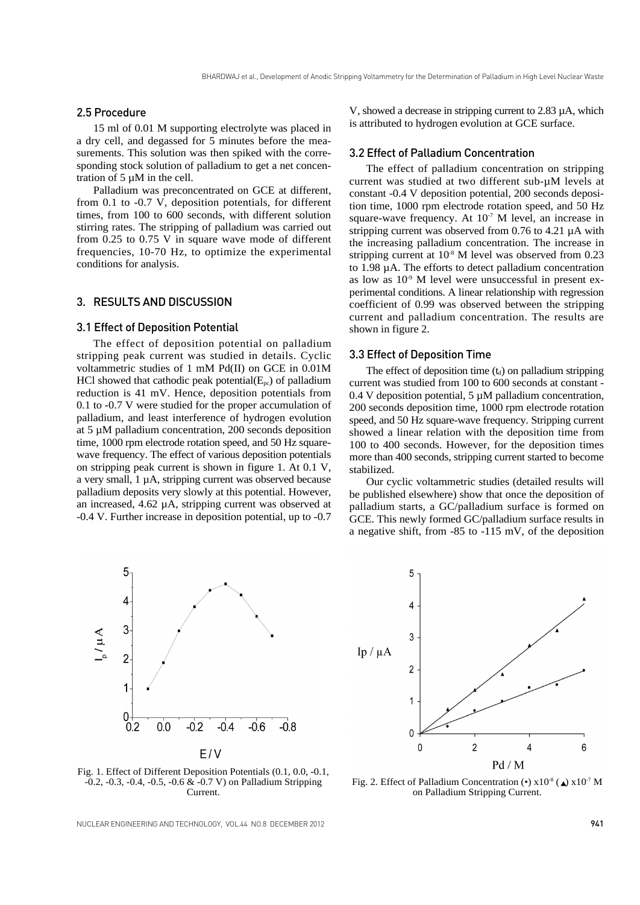### 2.5 Procedure

15 ml of 0.01 M supporting electrolyte was placed in a dry cell, and degassed for 5 minutes before the measurements. This solution was then spiked with the corresponding stock solution of palladium to get a net concentration of 5 µM in the cell.

Palladium was preconcentrated on GCE at different, from 0.1 to -0.7 V, deposition potentials, for different times, from 100 to 600 seconds, with different solution stirring rates. The stripping of palladium was carried out from 0.25 to 0.75 V in square wave mode of different frequencies, 10-70 Hz, to optimize the experimental conditions for analysis.

## 3. RESULTS AND DISCUSSION

### 3.1 Effect of Deposition Potential

The effect of deposition potential on palladium stripping peak current was studied in details. Cyclic voltammetric studies of 1 mM Pd(II) on GCE in 0.01M HCl showed that cathodic peak potential($E_{pc}$) of palladium reduction is 41 mV. Hence, deposition potentials from 0.1 to -0.7 V were studied for the proper accumulation of palladium, and least interference of hydrogen evolution at 5 µM palladium concentration, 200 seconds deposition time, 1000 rpm electrode rotation speed, and 50 Hz square-wave frequency. The effect of various deposition potentials on stripping peak current is shown in figure 1. At 0.1 V, a very small, 1 µA, stripping current was observed because palladium deposits very slowly at this potential. However, an increased, 4.62 µA, stripping current was observed at -0.4 V. Further increase in deposition potential, up to -0.7 V, showed a decrease in stripping current to 2.83 µA, which is attributed to hydrogen evolution at GCE surface.

### 3.2 Effect of Palladium Concentration

The effect of palladium concentration on stripping current was studied at two different sub-µM levels at constant -0.4 V deposition potential, 200 seconds deposition time, 1000 rpm electrode rotation speed, and 50 Hz square-wave frequency. At $10^{-7}$ M level, an increase in stripping current was observed from 0.76 to 4.21 µA with the increasing palladium concentration. The increase in stripping current at $10^{-8}$ M level was observed from 0.23 to 1.98 µA. The efforts to detect palladium concentration as low as $10^{-9}$ M level were unsuccessful in present experimental conditions. A linear relationship with regression coefficient of 0.99 was observed between the stripping current and palladium concentration. The results are shown in figure 2.

### 3.3 Effect of Deposition Time

The effect of deposition time ($t_d$) on palladium stripping current was studied from 100 to 600 seconds at constant -0.4 V deposition potential, 5 µM palladium concentration, 200 seconds deposition time, 1000 rpm electrode rotation speed, and 50 Hz square-wave frequency. Stripping current showed a linear relation with the deposition time from 100 to 400 seconds. However, for the deposition times more than 400 seconds, stripping current started to become stabilized.

Our cyclic voltammetric studies (detailed results will be published elsewhere) show that once the deposition of palladium starts, a GC/palladium surface is formed on GCE. This newly formed GC/palladium surface results in a negative shift, from -85 to -115 mV, of the deposition

Fig. 1. Effect of Different Deposition Potentials (0.1, 0.0, -0.1, -0.2, -0.3, -0.4, -0.5, -0.6 & -0.7 V) on Palladium Stripping Current.

Fig. 2. Effect of Palladium Concentration (•) $\times 10^{-8}$ (▲) $\times 10^{-7}$ M on Palladium Stripping Current.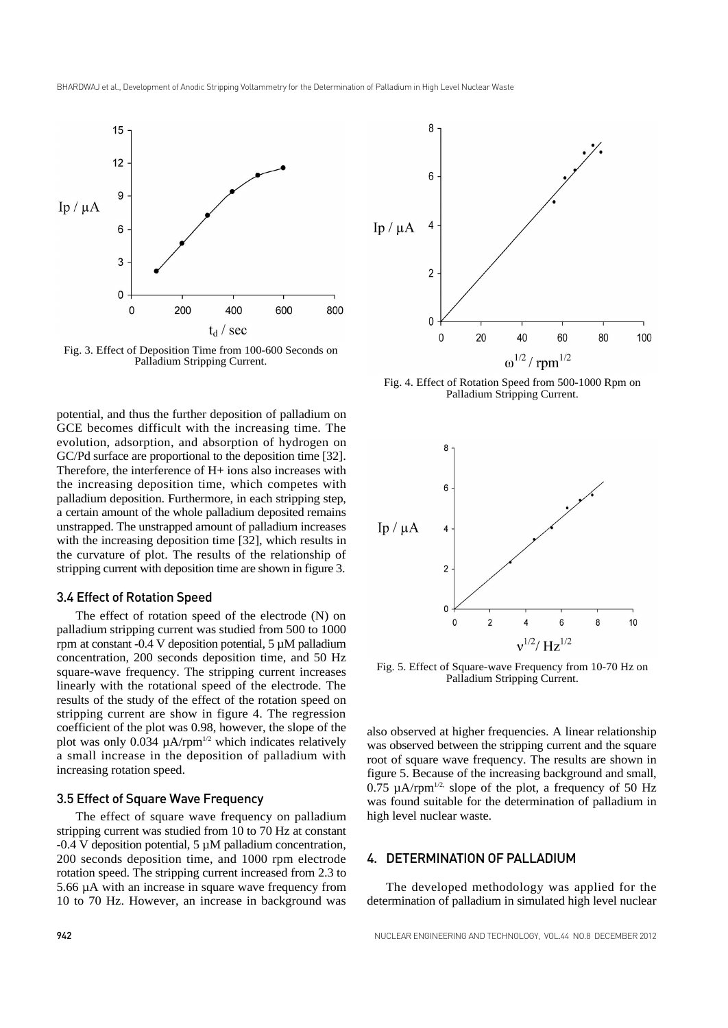Fig. 3. Effect of Deposition Time from 100-600 Seconds on Palladium Stripping Current.

Fig. 4. Effect of Rotation Speed from 500-1000 Rpm on Palladium Stripping Current.

potential, and thus the further deposition of palladium on GCE becomes difficult with the increasing time. The evolution, adsorption, and absorption of hydrogen on GC/Pd surface are proportional to the deposition time [32]. Therefore, the interference of H+ ions also increases with the increasing deposition time, which competes with palladium deposition. Furthermore, in each stripping step, a certain amount of the whole palladium deposited remains unstrapped. The unstrapped amount of palladium increases with the increasing deposition time [32], which results in the curvature of plot. The results of the relationship of stripping current with deposition time are shown in figure 3.

### 3.4 Effect of Rotation Speed

The effect of rotation speed of the electrode (N) on palladium stripping current was studied from 500 to 1000 rpm at constant -0.4 V deposition potential, 5 µM palladium concentration, 200 seconds deposition time, and 50 Hz square-wave frequency. The stripping current increases linearly with the rotational speed of the electrode. The results of the study of the effect of the rotation speed on stripping current are show in figure 4. The regression coefficient of the plot was 0.98, however, the slope of the plot was only 0.034 $\mu A/rpm^{1/2}$ which indicates relatively a small increase in the deposition of palladium with increasing rotation speed.

### 3.5 Effect of Square Wave Frequency

The effect of square wave frequency on palladium stripping current was studied from 10 to 70 Hz at constant -0.4 V deposition potential, 5 µM palladium concentration, 200 seconds deposition time, and 1000 rpm electrode rotation speed. The stripping current increased from 2.3 to 5.66 µA with an increase in square wave frequency from 10 to 70 Hz. However, an increase in background was also observed at higher frequencies. A linear relationship was observed between the stripping current and the square root of square wave frequency. The results are shown in figure 5. Because of the increasing background and small, 0.75 $\mu A/rpm^{1/2}$, slope of the plot, a frequency of 50 Hz was found suitable for the determination of palladium in high level nuclear waste.

Fig. 5. Effect of Square-wave Frequency from 10-70 Hz on Palladium Stripping Current.

## 4. DETERMINATION OF PALLADIUM

The developed methodology was applied for the determination of palladium in simulated high level nuclear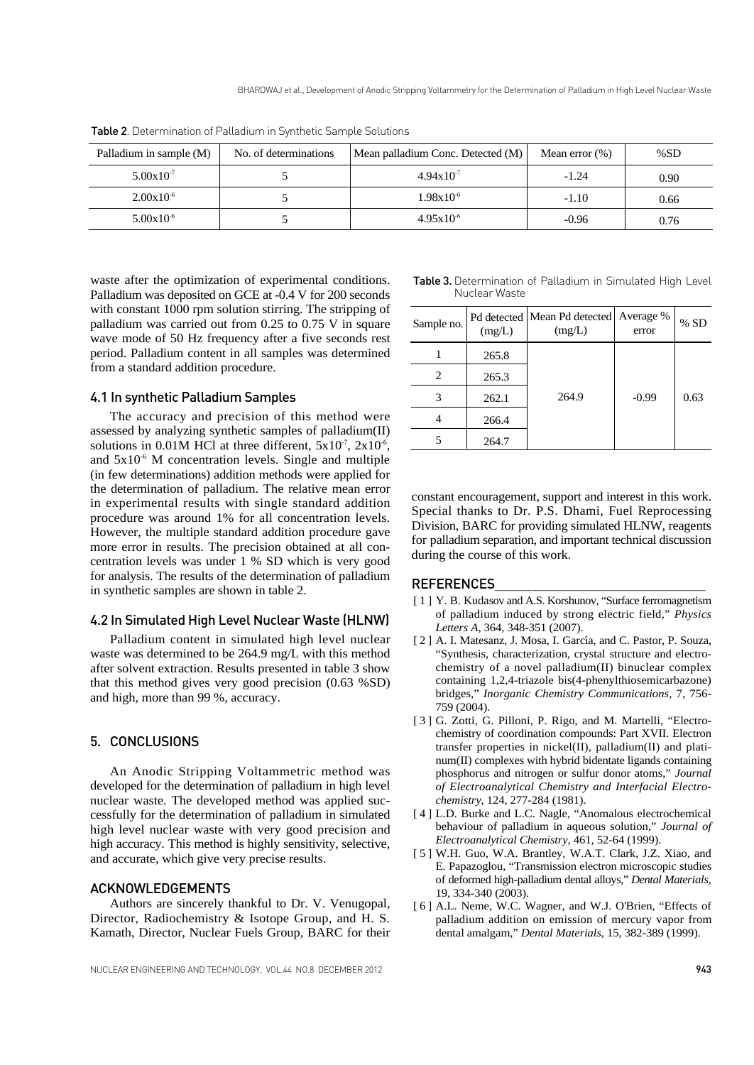Table 2. Determination of Palladium in Synthetic Sample Solutions

| Palladium in sample (M) | No. of determinations | Mean palladium Conc. Detected (M) | Mean error (%) | %SD |
|---|---|---|---|---|
| $5.00x10^{-7}$ | 5 | $4.94x10^{-7}$ | -1.24 | 0.90 |
| $2.00x10^{-6}$ | 5 | $1.98x10^{-6}$ | -1.10 | 0.66 |
| $5.00x10^{-6}$ | 5 | $4.95x10^{-6}$ | -0.96 | 0.76 |

waste after the optimization of experimental conditions. Palladium was deposited on GCE at -0.4 V for 200 seconds with constant 1000 rpm solution stirring. The stripping of palladium was carried out from 0.25 to 0.75 V in square wave mode of 50 Hz frequency after a five seconds rest period. Palladium content in all samples was determined from a standard addition procedure.

### 4.1 In synthetic Palladium Samples

The accuracy and precision of this method were assessed by analyzing synthetic samples of palladium(II) solutions in 0.01M HCl at three different, $5x10^{-7}$, $2x10^{-6}$, and $5x10^{-6}$ M concentration levels. Single and multiple (in few determinations) addition methods were applied for the determination of palladium. The relative mean error in experimental results with single standard addition procedure was around 1% for all concentration levels. However, the multiple standard addition procedure gave more error in results. The precision obtained at all concentration levels was under 1 % SD which is very good for analysis. The results of the determination of palladium in synthetic samples are shown in table 2.

### 4.2 In Simulated High Level Nuclear Waste (HLNW)

Palladium content in simulated high level nuclear waste was determined to be 264.9 mg/L with this method after solvent extraction. Results presented in table 3 show that this method gives very good precision (0.63 %SD) and high, more than 99 %, accuracy.

Table 3. Determination of Palladium in Simulated High Level Nuclear Waste

| Sample no. | Pd detected (mg/L) | Mean Pd detected (mg/L) | Average % error | % SD |
|---|---|---|---|---|
| 1 | 265.8 | 264.9 | -0.99 | 0.63 |
| 2 | 265.3 | | | |
| 3 | 262.1 | | | |
| 4 | 266.4 | | | |
| 5 | 264.7 | | | |

## 5. CONCLUSIONS

An Anodic Stripping Voltammetric method was developed for the determination of palladium in high level nuclear waste. The developed method was applied successfully for the determination of palladium in simulated high level nuclear waste with very good precision and high accuracy. This method is highly sensitivity, selective, and accurate, which give very precise results.

## ACKNOWLEDGEMENTS

Authors are sincerely thankful to Dr. V. Venugopal, Director, Radiochemistry & Isotope Group, and H. S. Kamath, Director, Nuclear Fuels Group, BARC for their constant encouragement, support and interest in this work. Special thanks to Dr. P.S. Dhami, Fuel Reprocessing Division, BARC for providing simulated HLNW, reagents for palladium separation, and important technical discussion during the course of this work.

## REFERENCES

[ 1 ] Y. B. Kudasov and A.S. Korshunov, "Surface ferromagnetism of palladium induced by strong electric field," *Physics Letters A*, 364, 348-351 (2007).

[ 2 ] A. I. Matesanz, J. Mosa, I. García, and C. Pastor, P. Souza, "Synthesis, characterization, crystal structure and electrochemistry of a novel palladium(II) binuclear complex containing 1,2,4-triazole bis(4-phenylthiosemicarbazone) bridges," *Inorganic Chemistry Communications*, 7, 756-759 (2004).

[ 3 ] G. Zotti, G. Pilloni, P. Rigo, and M. Martelli, "Electrochemistry of coordination compounds: Part XVII. Electron transfer properties in nickel(II), palladium(II) and platinum(II) complexes with hybrid bidentate ligands containing phosphorus and nitrogen or sulfur donor atoms," *Journal of Electroanalytical Chemistry and Interfacial Electrochemistry*, 124, 277-284 (1981).

[ 4 ] L.D. Burke and L.C. Nagle, "Anomalous electrochemical behaviour of palladium in aqueous solution," *Journal of Electroanalytical Chemistry*, 461, 52-64 (1999).

[ 5 ] W.H. Guo, W.A. Brantley, W.A.T. Clark, J.Z. Xiao, and E. Papazoglou, "Transmission electron microscopic studies of deformed high-palladium dental alloys," *Dental Materials*, 19, 334-340 (2003).

[ 6 ] A.L. Neme, W.C. Wagner, and W.J. O'Brien, "Effects of palladium addition on emission of mercury vapor from dental amalgam," *Dental Materials*, 15, 382-389 (1999).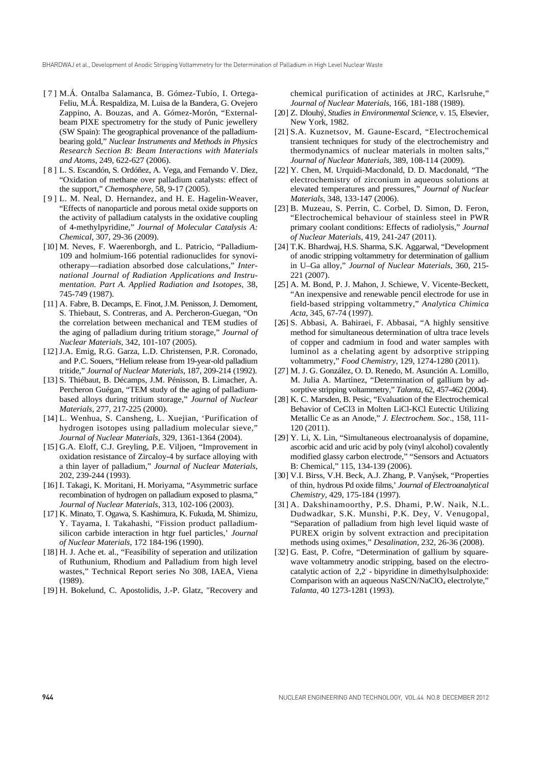[ 7 ] M.Á. Ontalba Salamanca, B. Gómez-Tubío, I. Ortega-Feliu, M.Á. Respaldiza, M. Luisa de la Bandera, G. Ovejero Zappino, A. Bouzas, and A. Gómez-Morón, "External-beam PIXE spectrometry for the study of Punic jewellery (SW Spain): The geographical provenance of the palladium-bearing gold," *Nuclear Instruments and Methods in Physics Research Section B: Beam Interactions with Materials and Atoms*, 249, 622-627 (2006).

[ 8 ] L. S. Escandón, S. Ordóñez, A. Vega, and Fernando V. Díez, "Oxidation of methane over palladium catalysts: effect of the support," *Chemosphere*, 58, 9-17 (2005).

[ 9 ] L. M. Neal, D. Hernandez, and H. E. Hagelin-Weaver, "Effects of nanoparticle and porous metal oxide supports on the activity of palladium catalysts in the oxidative coupling of 4-methylpyridine," *Journal of Molecular Catalysis A: Chemical*, 307, 29-36 (2009).

[10] M. Neves, F. Waerenborgh, and L. Patricio, "Palladium-109 and holmium-166 potential radionuclides for synoviotherapy—radiation absorbed dose calculations," *International Journal of Radiation Applications and Instrumentation. Part A. Applied Radiation and Isotopes*, 38, 745-749 (1987).

[11] A. Fabre, B. Decamps, E. Finot, J.M. Penisson, J. Demoment, S. Thiebaut, S. Contreras, and A. Percheron-Guegan, "On the correlation between mechanical and TEM studies of the aging of palladium during tritium storage," *Journal of Nuclear Materials*, 342, 101-107 (2005).

[12] J.A. Emig, R.G. Garza, L.D. Christensen, P.R. Coronado, and P.C. Souers, "Helium release from 19-year-old palladium tritide," *Journal of Nuclear Materials*, 187, 209-214 (1992).

[13] S. Thiébaut, B. Décamps, J.M. Pénisson, B. Limacher, A. Percheron Guégan, "TEM study of the aging of palladium-based alloys during tritium storage," *Journal of Nuclear Materials*, 277, 217-225 (2000).

[14] L. Wenhua, S. Cansheng, L. Xuejian, 'Purification of hydrogen isotopes using palladium molecular sieve," *Journal of Nuclear Materials*, 329, 1361-1364 (2004).

[15] G.A. Eloff, C.J. Greyling, P.E. Viljoen, "Improvement in oxidation resistance of Zircaloy-4 by surface alloying with a thin layer of palladium," *Journal of Nuclear Materials*, 202, 239-244 (1993).

[16] I. Takagi, K. Moritani, H. Moriyama, "Asymmetric surface recombination of hydrogen on palladium exposed to plasma," *Journal of Nuclear Materials*, 313, 102-106 (2003).

[17] K. Minato, T. Ogawa, S. Kashimura, K. Fukuda, M. Shimizu, Y. Tayama, I. Takahashi, "Fission product palladium-silicon carbide interaction in htgr fuel particles,' *Journal of Nuclear Materials*, 172 184-196 (1990).

[18] H. J. Ache et. al., "Feasibility of seperation and utilization of Ruthunium, Rhodium and Palladium from high level wastes," Technical Report series No 308, IAEA, Viena (1989).

[19] H. Bokelund, C. Apostolidis, J.-P. Glatz, "Recovery and chemical purification of actinides at JRC, Karlsruhe," *Journal of Nuclear Materials*, 166, 181-188 (1989).

[20] Z. Dlouhý, *Studies in Environmental Science*, v. 15, Elsevier, New York, 1982.

[21] S.A. Kuznetsov, M. Gaune-Escard, "Electrochemical transient techniques for study of the electrochemistry and thermodynamics of nuclear materials in molten salts," *Journal of Nuclear Materials*, 389, 108-114 (2009).

[22] Y. Chen, M. Urquidi-Macdonald, D. D. Macdonald, "The electrochemistry of zirconium in aqueous solutions at elevated temperatures and pressures," *Journal of Nuclear Materials*, 348, 133-147 (2006).

[23] B. Muzeau, S. Perrin, C. Corbel, D. Simon, D. Feron, "Electrochemical behaviour of stainless steel in PWR primary coolant conditions: Effects of radiolysis," *Journal of Nuclear Materials*, 419, 241-247 (2011).

[24] T.K. Bhardwaj, H.S. Sharma, S.K. Aggarwal, "Development of anodic stripping voltammetry for determination of gallium in U–Ga alloy," *Journal of Nuclear Materials*, 360, 215-221 (2007).

[25] A. M. Bond, P. J. Mahon, J. Schiewe, V. Vicente-Beckett, "An inexpensive and renewable pencil electrode for use in field-based stripping voltammetry," *Analytica Chimica Acta*, 345, 67-74 (1997).

[26] S. Abbasi, A. Bahiraei, F. Abbasai, "A highly sensitive method for simultaneous determination of ultra trace levels of copper and cadmium in food and water samples with luminol as a chelating agent by adsorptive stripping voltammetry," *Food Chemistry*, 129, 1274-1280 (2011).

[27] M. J. G. González, O. D. Renedo, M. Asunción A. Lomillo, M. Julia A. Martínez, "Determination of gallium by adsorptive stripping voltammetry," *Talanta*, 62, 457-462 (2004).

[28] K. C. Marsden, B. Pesic, "Evaluation of the Electrochemical Behavior of CeCl3 in Molten LiCl-KCl Eutectic Utilizing Metallic Ce as an Anode," *J. Electrochem. Soc*., 158, 111-120 (2011).

[29] Y. Li, X. Lin, "Simultaneous electroanalysis of dopamine, ascorbic acid and uric acid by poly (vinyl alcohol) covalently modified glassy carbon electrode," "Sensors and Actuators B: Chemical," 115, 134-139 (2006).

[30] V.I. Birss, V.H. Beck, A.J. Zhang, P. Vanýsek, "Properties of thin, hydrous Pd oxide films,' *Journal of Electroanalytical Chemistry*, 429, 175-184 (1997).

[31] A. Dakshinamoorthy, P.S. Dhami, P.W. Naik, N.L. Dudwadkar, S.K. Munshi, P.K. Dey, V. Venugopal, "Separation of palladium from high level liquid waste of PUREX origin by solvent extraction and precipitation methods using oximes," *Desalination*, 232, 26-36 (2008).

[32] G. East, P. Cofre, "Determination of gallium by square-wave voltammetry anodic stripping, based on the electrocatalytic action of 2,2′ - bipyridine in dimethylsulphoxide: Comparison with an aqueous NaSCN/$NaClO_4$ electrolyte," *Talanta*, 40 1273-1281 (1993).